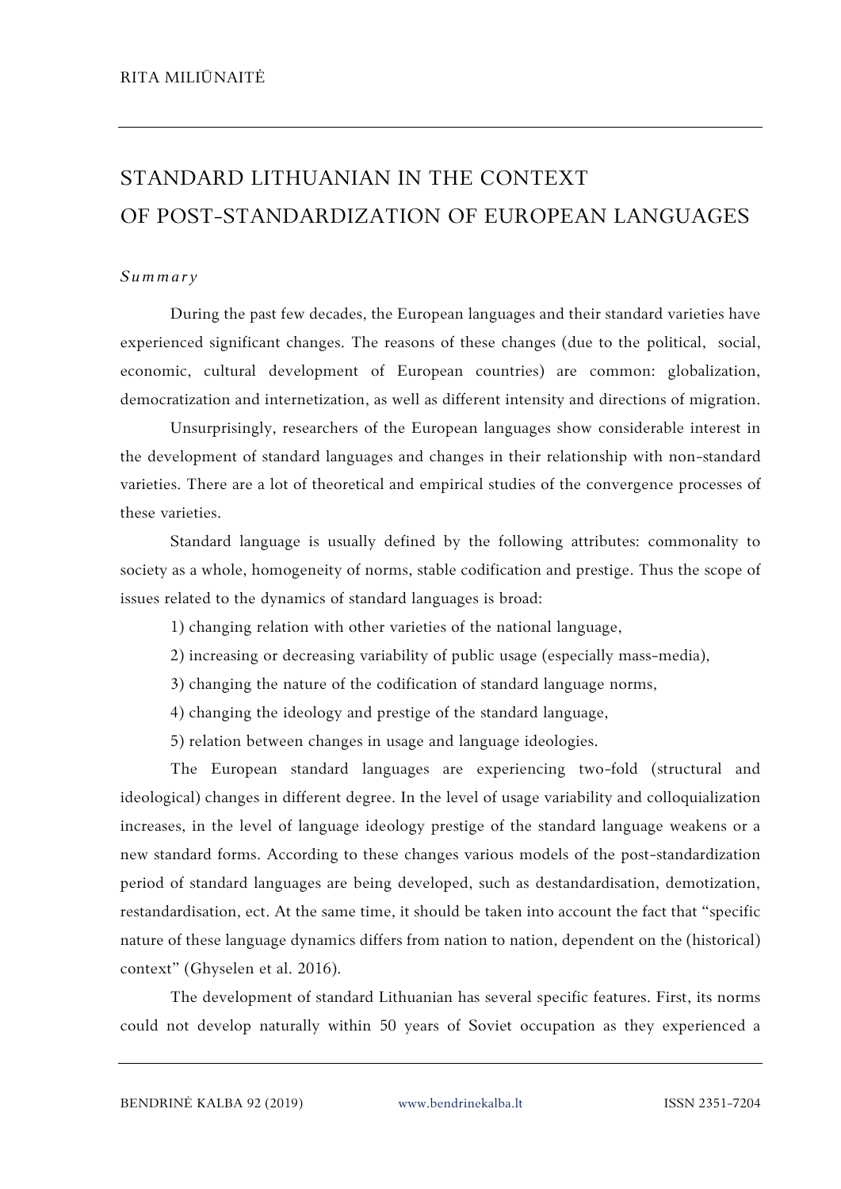RITA MILIŪNAITĖ

# STANDARD LITHUANIAN IN THE CONTEXT OF POST-STANDARDIZATION OF EUROPEAN LANGUAGES

*Summary*

During the past few decades, the European languages and their standard varieties have experienced significant changes. The reasons of these changes (due to the political, social, economic, cultural development of European countries) are common: globalization, democratization and internetization, as well as different intensity and directions of migration.

Unsurprisingly, researchers of the European languages show considerable interest in the development of standard languages and changes in their relationship with non-standard varieties. There are a lot of theoretical and empirical studies of the convergence processes of these varieties.

Standard language is usually defined by the following attributes: commonality to society as a whole, homogeneity of norms, stable codification and prestige. Thus the scope of issues related to the dynamics of standard languages is broad:

1) changing relation with other varieties of the national language,

2) increasing or decreasing variability of public usage (especially mass-media),

3) changing the nature of the codification of standard language norms,

4) changing the ideology and prestige of the standard language,

5) relation between changes in usage and language ideologies.

The European standard languages are experiencing two-fold (structural and ideological) changes in different degree. In the level of usage variability and colloquialization increases, in the level of language ideology prestige of the standard language weakens or a new standard forms. According to these changes various models of the post-standardization period of standard languages are being developed, such as destandardisation, demotization, restandardisation, ect. At the same time, it should be taken into account the fact that "specific nature of these language dynamics differs from nation to nation, dependent on the (historical) context" (Ghyselen et al. 2016).

The development of standard Lithuanian has several specific features. First, its norms could not develop naturally within 50 years of Soviet occupation as they experienced a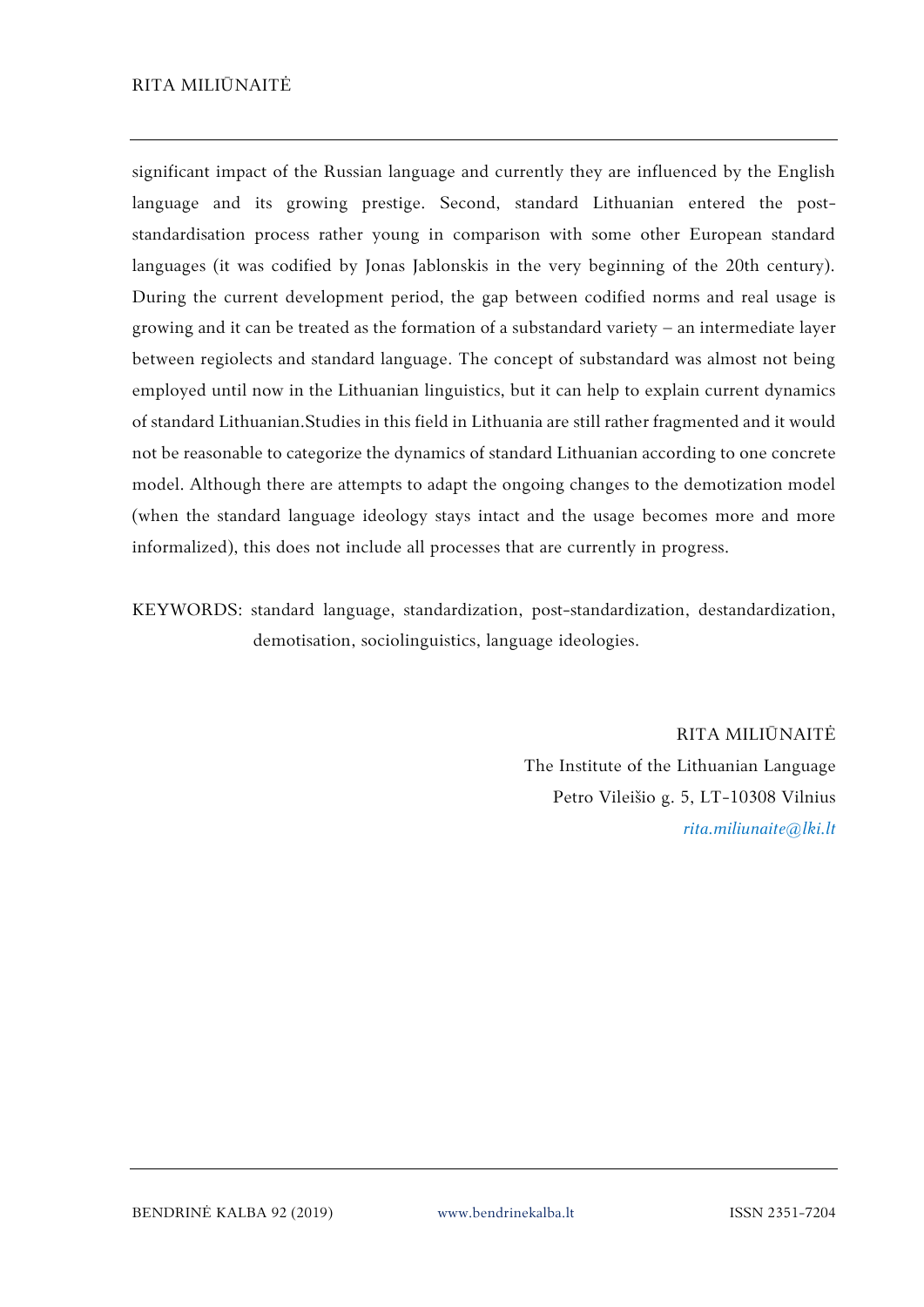significant impact of the Russian language and currently they are influenced by the English language and its growing prestige. Second, standard Lithuanian entered the post-standardisation process rather young in comparison with some other European standard languages (it was codified by Jonas Jablonskis in the very beginning of the 20th century). During the current development period, the gap between codified norms and real usage is growing and it can be treated as the formation of a substandard variety – an intermediate layer between regiolects and standard language. The concept of substandard was almost not being employed until now in the Lithuanian linguistics, but it can help to explain current dynamics of standard Lithuanian.Studies in this field in Lithuania are still rather fragmented and it would not be reasonable to categorize the dynamics of standard Lithuanian according to one concrete model. Although there are attempts to adapt the ongoing changes to the demotization model (when the standard language ideology stays intact and the usage becomes more and more informalized), this does not include all processes that are currently in progress.

KEYWORDS: standard language, standardization, post-standardization, destandardization, demotisation, sociolinguistics, language ideologies.

RITA MILIŪNAITĖ
The Institute of the Lithuanian Language
Petro Vileišio g. 5, LT-10308 Vilnius
*rita.miliunaite@lki.lt*